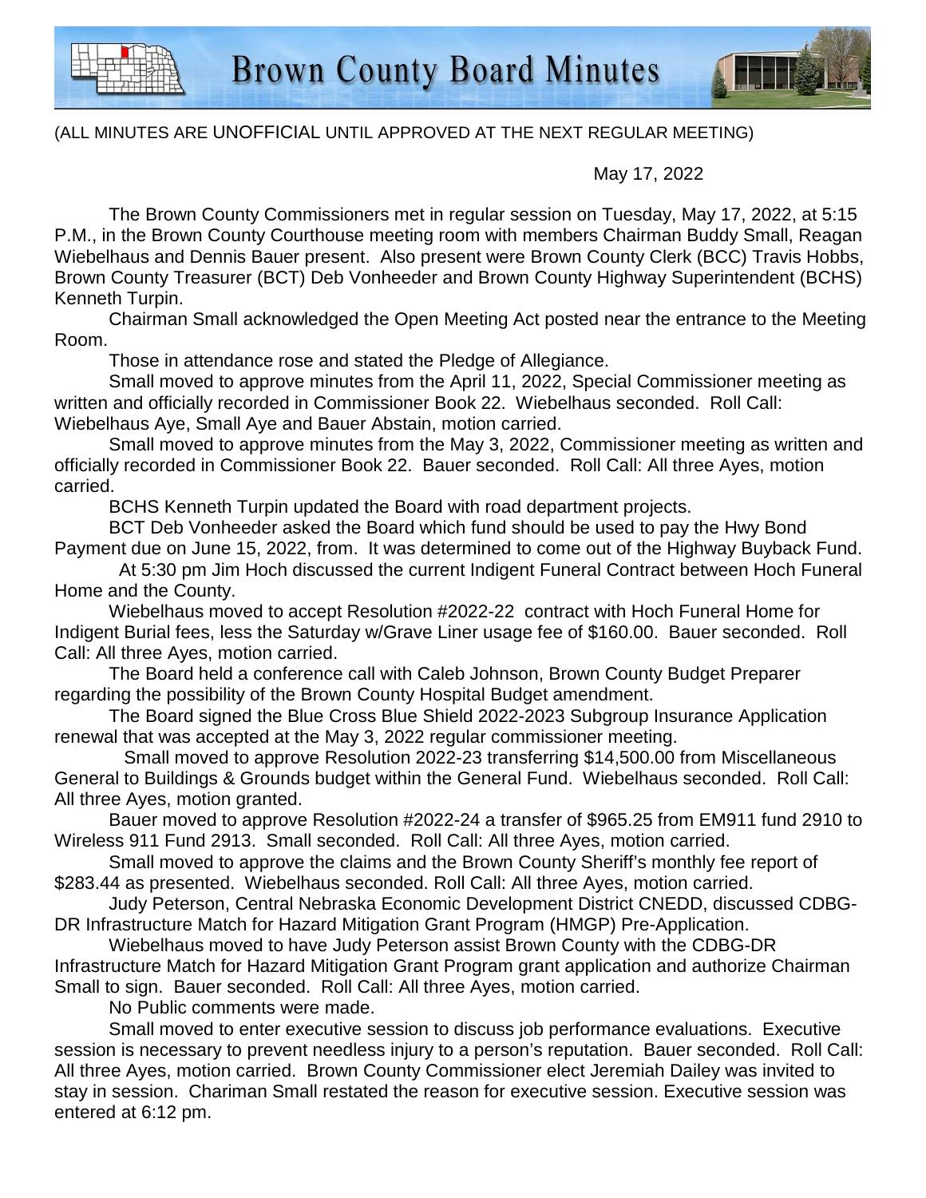# Brown County Board Minutes

(ALL MINUTES ARE UNOFFICIAL UNTIL APPROVED AT THE NEXT REGULAR MEETING)

May 17, 2022

The Brown County Commissioners met in regular session on Tuesday, May 17, 2022, at 5:15 P.M., in the Brown County Courthouse meeting room with members Chairman Buddy Small, Reagan Wiebelhaus and Dennis Bauer present. Also present were Brown County Clerk (BCC) Travis Hobbs, Brown County Treasurer (BCT) Deb Vonheeder and Brown County Highway Superintendent (BCHS) Kenneth Turpin.

Chairman Small acknowledged the Open Meeting Act posted near the entrance to the Meeting Room.

Those in attendance rose and stated the Pledge of Allegiance.

Small moved to approve minutes from the April 11, 2022, Special Commissioner meeting as written and officially recorded in Commissioner Book 22. Wiebelhaus seconded. Roll Call: Wiebelhaus Aye, Small Aye and Bauer Abstain, motion carried.

Small moved to approve minutes from the May 3, 2022, Commissioner meeting as written and officially recorded in Commissioner Book 22. Bauer seconded. Roll Call: All three Ayes, motion carried.

BCHS Kenneth Turpin updated the Board with road department projects.

BCT Deb Vonheeder asked the Board which fund should be used to pay the Hwy Bond Payment due on June 15, 2022, from. It was determined to come out of the Highway Buyback Fund.

At 5:30 pm Jim Hoch discussed the current Indigent Funeral Contract between Hoch Funeral Home and the County.

Wiebelhaus moved to accept Resolution #2022-22 contract with Hoch Funeral Home for Indigent Burial fees, less the Saturday w/Grave Liner usage fee of $160.00. Bauer seconded. Roll Call: All three Ayes, motion carried.

The Board held a conference call with Caleb Johnson, Brown County Budget Preparer regarding the possibility of the Brown County Hospital Budget amendment.

The Board signed the Blue Cross Blue Shield 2022-2023 Subgroup Insurance Application renewal that was accepted at the May 3, 2022 regular commissioner meeting.

Small moved to approve Resolution 2022-23 transferring $14,500.00 from Miscellaneous General to Buildings & Grounds budget within the General Fund. Wiebelhaus seconded. Roll Call: All three Ayes, motion granted.

Bauer moved to approve Resolution #2022-24 a transfer of $965.25 from EM911 fund 2910 to Wireless 911 Fund 2913. Small seconded. Roll Call: All three Ayes, motion carried.

Small moved to approve the claims and the Brown County Sheriff's monthly fee report of $283.44 as presented. Wiebelhaus seconded. Roll Call: All three Ayes, motion carried.

Judy Peterson, Central Nebraska Economic Development District CNEDD, discussed CDBG-DR Infrastructure Match for Hazard Mitigation Grant Program (HMGP) Pre-Application.

Wiebelhaus moved to have Judy Peterson assist Brown County with the CDBG-DR Infrastructure Match for Hazard Mitigation Grant Program grant application and authorize Chairman Small to sign. Bauer seconded. Roll Call: All three Ayes, motion carried.

No Public comments were made.

Small moved to enter executive session to discuss job performance evaluations. Executive session is necessary to prevent needless injury to a person's reputation. Bauer seconded. Roll Call: All three Ayes, motion carried. Brown County Commissioner elect Jeremiah Dailey was invited to stay in session. Chariman Small restated the reason for executive session. Executive session was entered at 6:12 pm.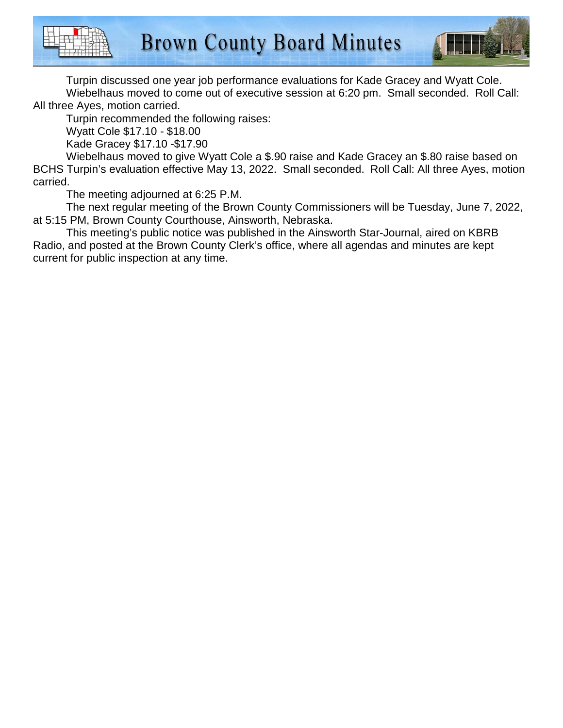Turpin discussed one year job performance evaluations for Kade Gracey and Wyatt Cole.

Wiebelhaus moved to come out of executive session at 6:20 pm. Small seconded. Roll Call: All three Ayes, motion carried.

Turpin recommended the following raises:

Wyatt Cole $17.10 - $18.00

Kade Gracey $17.10 -$17.90

Wiebelhaus moved to give Wyatt Cole a $.90 raise and Kade Gracey an $.80 raise based on BCHS Turpin's evaluation effective May 13, 2022. Small seconded. Roll Call: All three Ayes, motion carried.

The meeting adjourned at 6:25 P.M.

The next regular meeting of the Brown County Commissioners will be Tuesday, June 7, 2022, at 5:15 PM, Brown County Courthouse, Ainsworth, Nebraska.

This meeting's public notice was published in the Ainsworth Star-Journal, aired on KBRB Radio, and posted at the Brown County Clerk's office, where all agendas and minutes are kept current for public inspection at any time.